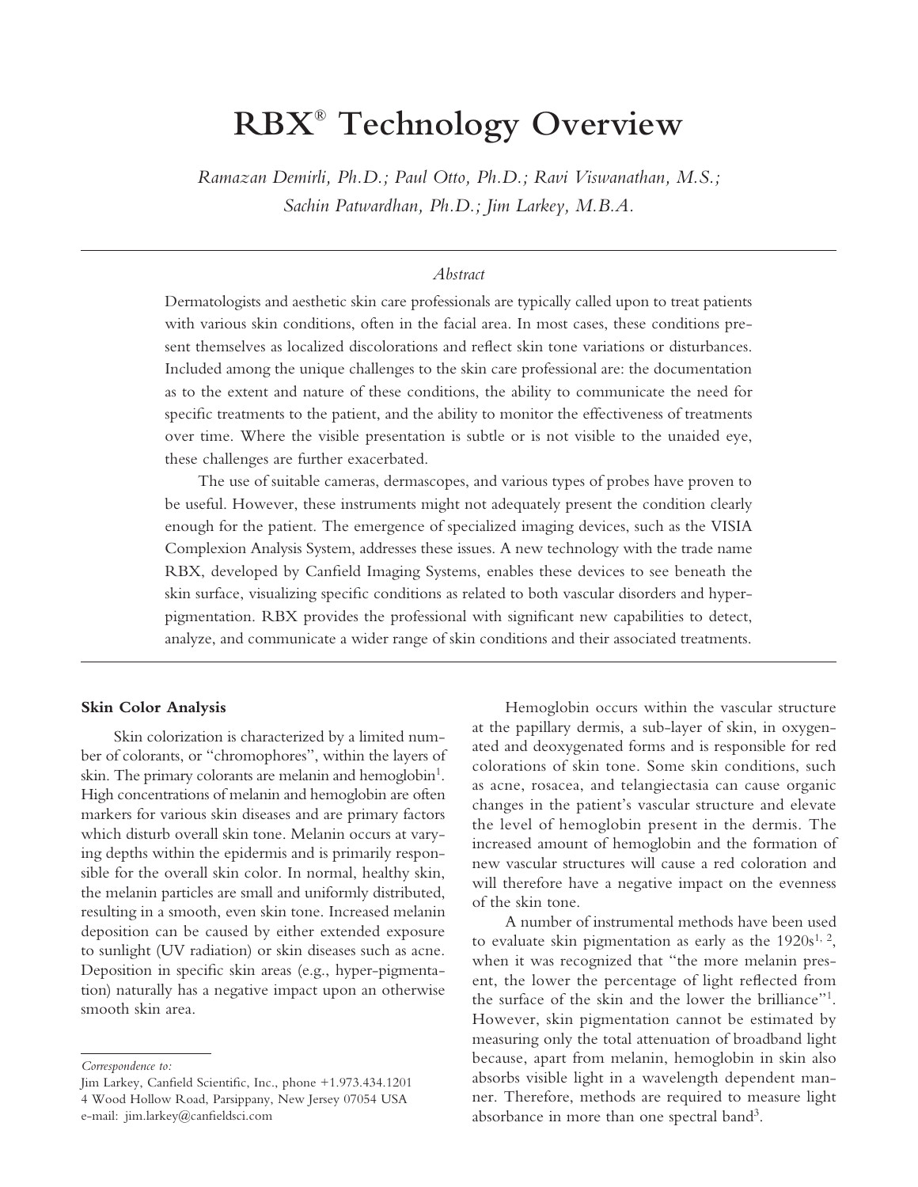# RBX® Technology Overview

*Ramazan Demirli, Ph.D.; Paul Otto, Ph.D.; Ravi Viswanathan, M.S.; Sachin Patwardhan, Ph.D.; Jim Larkey, M.B.A.*

---

*Abstract*

Dermatologists and aesthetic skin care professionals are typically called upon to treat patients with various skin conditions, often in the facial area. In most cases, these conditions present themselves as localized discolorations and reflect skin tone variations or disturbances. Included among the unique challenges to the skin care professional are: the documentation as to the extent and nature of these conditions, the ability to communicate the need for specific treatments to the patient, and the ability to monitor the effectiveness of treatments over time. Where the visible presentation is subtle or is not visible to the unaided eye, these challenges are further exacerbated.

The use of suitable cameras, dermascopes, and various types of probes have proven to be useful. However, these instruments might not adequately present the condition clearly enough for the patient. The emergence of specialized imaging devices, such as the VISIA Complexion Analysis System, addresses these issues. A new technology with the trade name RBX, developed by Canfield Imaging Systems, enables these devices to see beneath the skin surface, visualizing specific conditions as related to both vascular disorders and hyper-pigmentation. RBX provides the professional with significant new capabilities to detect, analyze, and communicate a wider range of skin conditions and their associated treatments.

---

### Skin Color Analysis

Skin colorization is characterized by a limited number of colorants, or "chromophores", within the layers of skin. The primary colorants are melanin and hemoglobin[1]. High concentrations of melanin and hemoglobin are often markers for various skin diseases and are primary factors which disturb overall skin tone. Melanin occurs at varying depths within the epidermis and is primarily responsible for the overall skin color. In normal, healthy skin, the melanin particles are small and uniformly distributed, resulting in a smooth, even skin tone. Increased melanin deposition can be caused by either extended exposure to sunlight (UV radiation) or skin diseases such as acne. Deposition in specific skin areas (e.g., hyper-pigmentation) naturally has a negative impact upon an otherwise smooth skin area.

Hemoglobin occurs within the vascular structure at the papillary dermis, a sub-layer of skin, in oxygenated and deoxygenated forms and is responsible for red colorations of skin tone. Some skin conditions, such as acne, rosacea, and telangiectasia can cause organic changes in the patient's vascular structure and elevate the level of hemoglobin present in the dermis. The increased amount of hemoglobin and the formation of new vascular structures will cause a red coloration and will therefore have a negative impact on the evenness of the skin tone.

A number of instrumental methods have been used to evaluate skin pigmentation as early as the 1920s[1, 2], when it was recognized that "the more melanin present, the lower the percentage of light reflected from the surface of the skin and the lower the brilliance"[1]. However, skin pigmentation cannot be estimated by measuring only the total attenuation of broadband light because, apart from melanin, hemoglobin in skin also absorbs visible light in a wavelength dependent manner. Therefore, methods are required to measure light absorbance in more than one spectral band[3].

---

*Correspondence to:*

Jim Larkey, Canfield Scientific, Inc., phone +1.973.434.1201
4 Wood Hollow Road, Parsippany, New Jersey 07054 USA
e-mail: jim.larkey@canfieldsci.com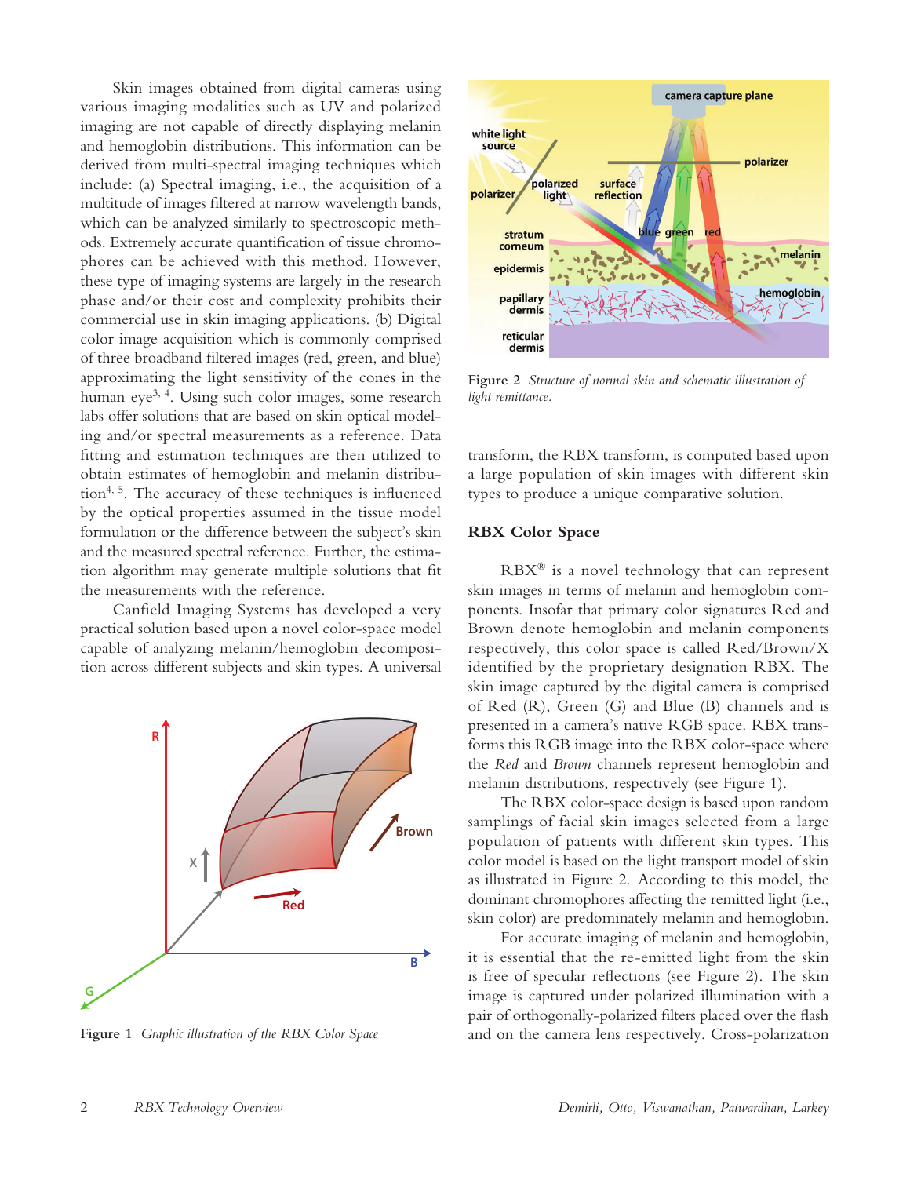Skin images obtained from digital cameras using various imaging modalities such as UV and polarized imaging are not capable of directly displaying melanin and hemoglobin distributions. This information can be derived from multi-spectral imaging techniques which include: (a) Spectral imaging, i.e., the acquisition of a multitude of images filtered at narrow wavelength bands, which can be analyzed similarly to spectroscopic methods. Extremely accurate quantification of tissue chromophores can be achieved with this method. However, these type of imaging systems are largely in the research phase and/or their cost and complexity prohibits their commercial use in skin imaging applications. (b) Digital color image acquisition which is commonly comprised of three broadband filtered images (red, green, and blue) approximating the light sensitivity of the cones in the human eye[3, 4]. Using such color images, some research labs offer solutions that are based on skin optical modeling and/or spectral measurements as a reference. Data fitting and estimation techniques are then utilized to obtain estimates of hemoglobin and melanin distribution[4, 5]. The accuracy of these techniques is influenced by the optical properties assumed in the tissue model formulation or the difference between the subject's skin and the measured spectral reference. Further, the estimation algorithm may generate multiple solutions that fit the measurements with the reference.

Canfield Imaging Systems has developed a very practical solution based upon a novel color-space model capable of analyzing melanin/hemoglobin decomposition across different subjects and skin types. A universal transform, the RBX transform, is computed based upon a large population of skin images with different skin types to produce a unique comparative solution.

**Figure 1** *Graphic illustration of the RBX Color Space*

**Figure 2** *Structure of normal skin and schematic illustration of light remittance.*

## RBX Color Space

RBX® is a novel technology that can represent skin images in terms of melanin and hemoglobin components. Insofar that primary color signatures Red and Brown denote hemoglobin and melanin components respectively, this color space is called Red/Brown/X identified by the proprietary designation RBX. The skin image captured by the digital camera is comprised of Red (R), Green (G) and Blue (B) channels and is presented in a camera's native RGB space. RBX transforms this RGB image into the RBX color-space where the *Red* and *Brown* channels represent hemoglobin and melanin distributions, respectively (see Figure 1).

The RBX color-space design is based upon random samplings of facial skin images selected from a large population of patients with different skin types. This color model is based on the light transport model of skin as illustrated in Figure 2. According to this model, the dominant chromophores affecting the remitted light (i.e., skin color) are predominately melanin and hemoglobin.

For accurate imaging of melanin and hemoglobin, it is essential that the re-emitted light from the skin is free of specular reflections (see Figure 2). The skin image is captured under polarized illumination with a pair of orthogonally-polarized filters placed over the flash and on the camera lens respectively. Cross-polarization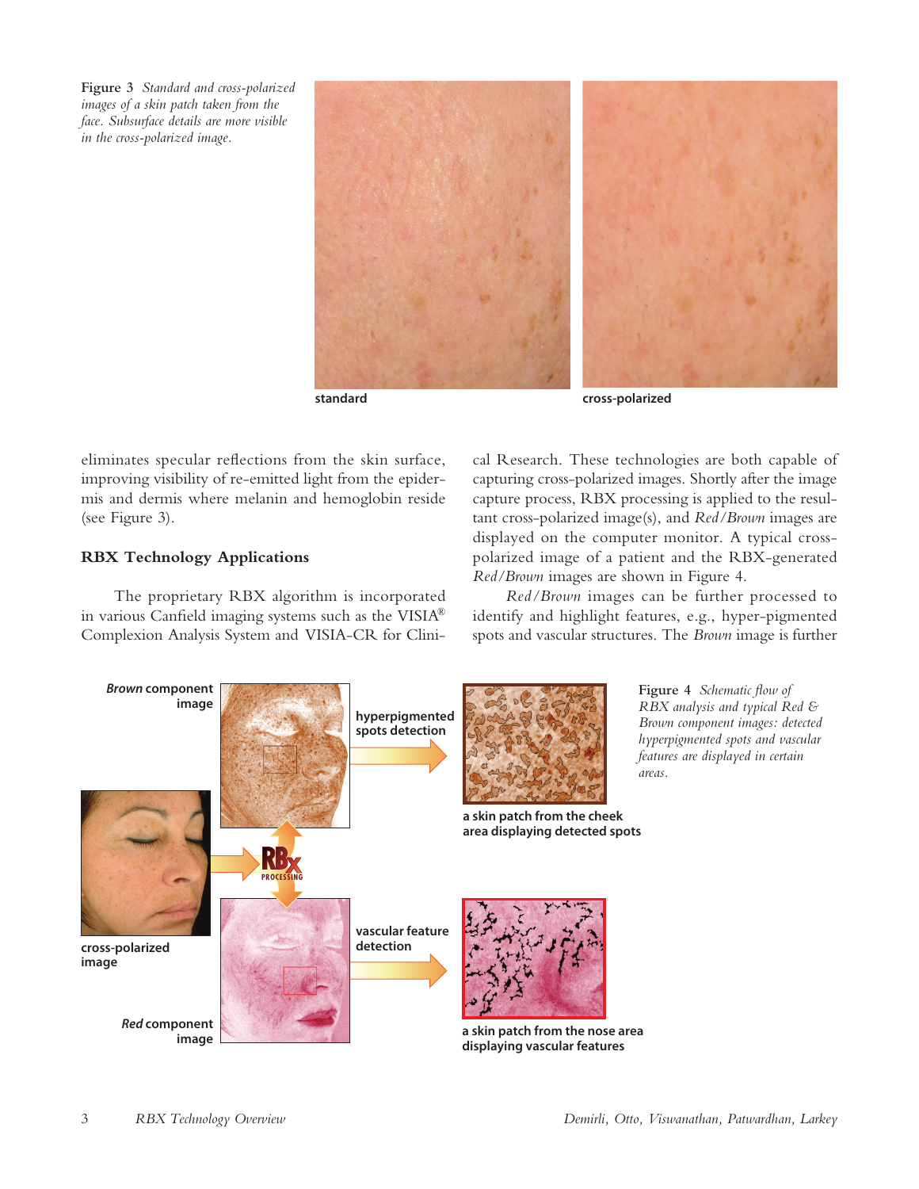**Figure 3** *Standard and cross-polarized images of a skin patch taken from the face. Subsurface details are more visible in the cross-polarized image.*

standard

cross-polarized

eliminates specular reflections from the skin surface, improving visibility of re-emitted light from the epidermis and dermis where melanin and hemoglobin reside (see Figure 3).

## RBX Technology Applications

The proprietary RBX algorithm is incorporated in various Canfield imaging systems such as the VISIA® Complexion Analysis System and VISIA-CR for Clinical Research. These technologies are both capable of capturing cross-polarized images. Shortly after the image capture process, RBX processing is applied to the resultant cross-polarized image(s), and *Red/Brown* images are displayed on the computer monitor. A typical cross-polarized image of a patient and the RBX-generated *Red/Brown* images are shown in Figure 4.

*Red/Brown* images can be further processed to identify and highlight features, e.g., hyper-pigmented spots and vascular structures. The *Brown* image is further

***Brown*** **component image**

**hyperpigmented spots detection**

**a skin patch from the cheek area displaying detected spots**

**cross-polarized image**

**RBX PROCESSING**

**vascular feature detection**

***Red*** **component image**

**a skin patch from the nose area displaying vascular features**

**Figure 4** *Schematic flow of RBX analysis and typical Red & Brown component images: detected hyperpigmented spots and vascular features are displayed in certain areas.*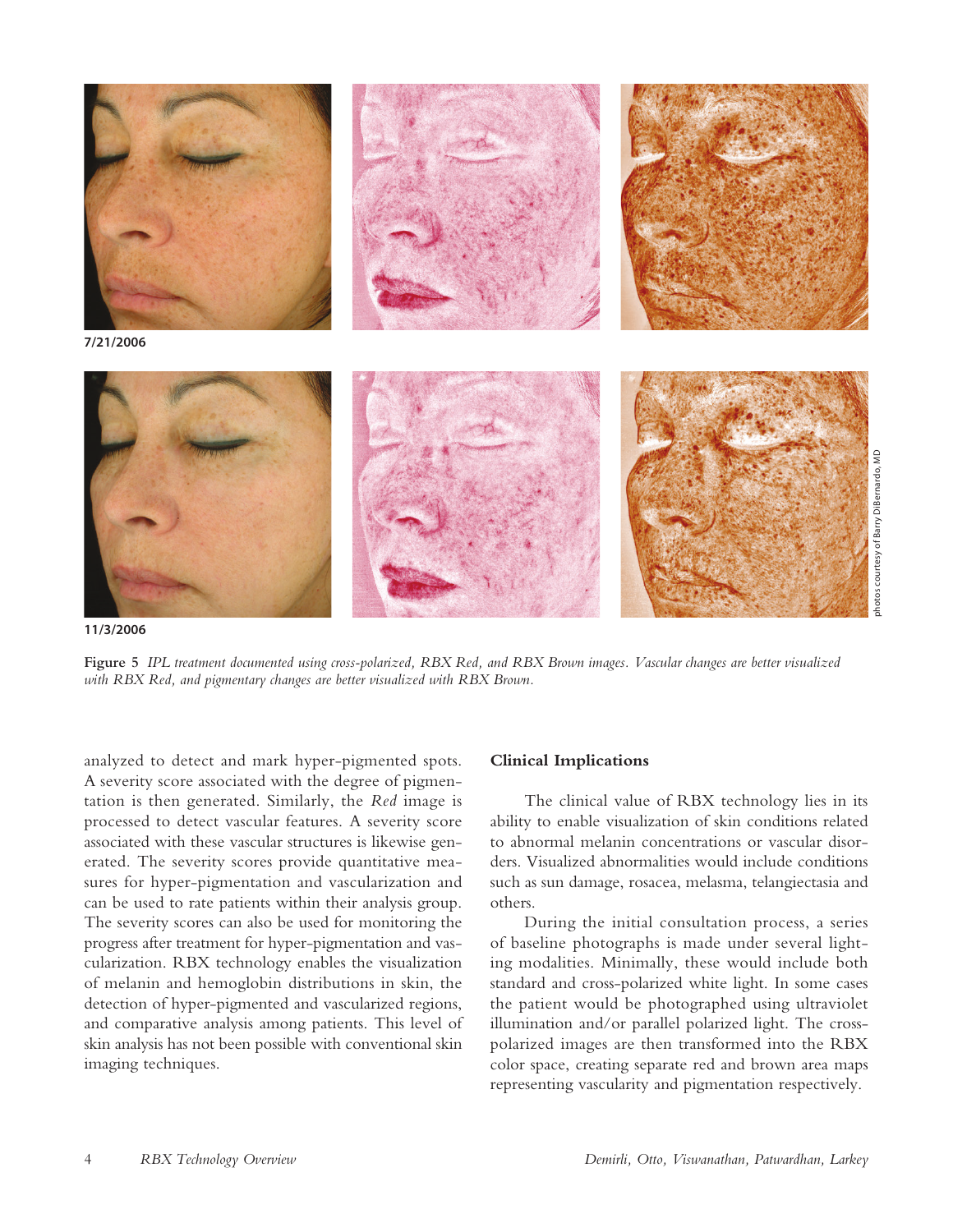7/21/2006

11/3/2006

photos courtesy of Barry DiBernardo, MD

**Figure 5** *IPL treatment documented using cross-polarized, RBX Red, and RBX Brown images. Vascular changes are better visualized with RBX Red, and pigmentary changes are better visualized with RBX Brown.*

analyzed to detect and mark hyper-pigmented spots. A severity score associated with the degree of pigmentation is then generated. Similarly, the *Red* image is processed to detect vascular features. A severity score associated with these vascular structures is likewise generated. The severity scores provide quantitative measures for hyper-pigmentation and vascularization and can be used to rate patients within their analysis group. The severity scores can also be used for monitoring the progress after treatment for hyper-pigmentation and vascularization. RBX technology enables the visualization of melanin and hemoglobin distributions in skin, the detection of hyper-pigmented and vascularized regions, and comparative analysis among patients. This level of skin analysis has not been possible with conventional skin imaging techniques.

## Clinical Implications

The clinical value of RBX technology lies in its ability to enable visualization of skin conditions related to abnormal melanin concentrations or vascular disorders. Visualized abnormalities would include conditions such as sun damage, rosacea, melasma, telangiectasia and others.

During the initial consultation process, a series of baseline photographs is made under several lighting modalities. Minimally, these would include both standard and cross-polarized white light. In some cases the patient would be photographed using ultraviolet illumination and/or parallel polarized light. The cross-polarized images are then transformed into the RBX color space, creating separate red and brown area maps representing vascularity and pigmentation respectively.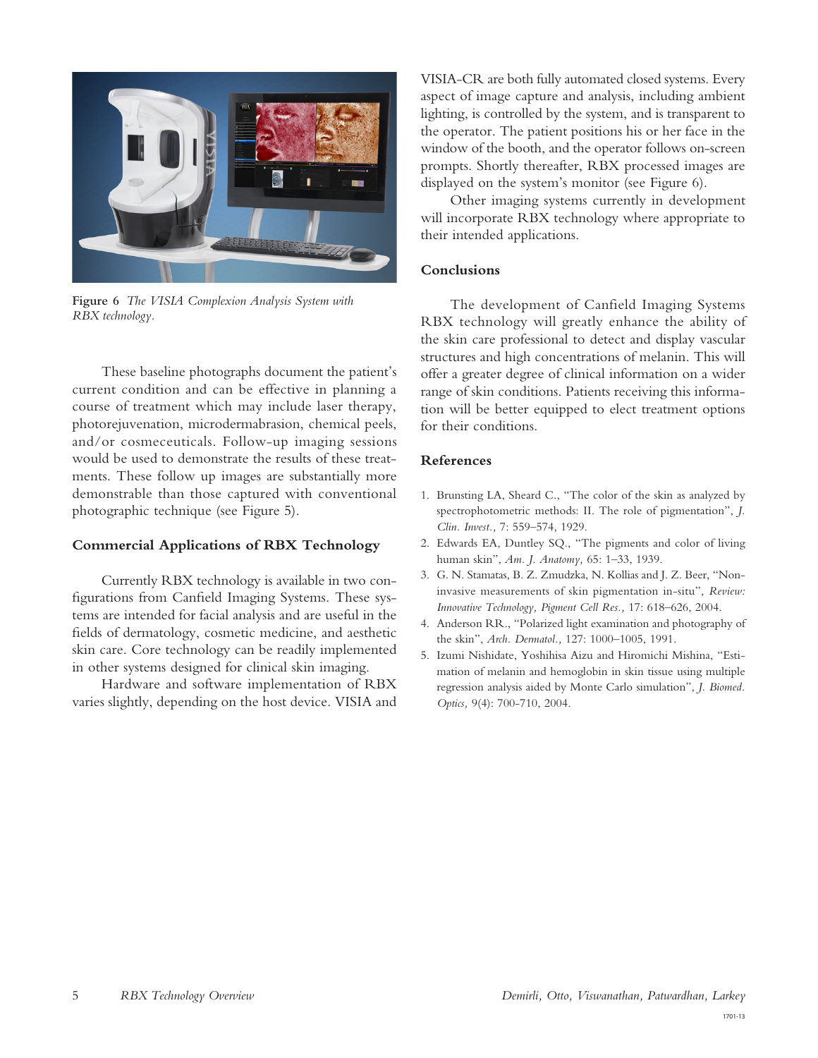Figure 6 *The VISIA Complexion Analysis System with RBX technology.*

These baseline photographs document the patient's current condition and can be effective in planning a course of treatment which may include laser therapy, photorejuvenation, microdermabrasion, chemical peels, and/or cosmeceuticals. Follow-up imaging sessions would be used to demonstrate the results of these treatments. These follow up images are substantially more demonstrable than those captured with conventional photographic technique (see Figure 5).

### Commercial Applications of RBX Technology

Currently RBX technology is available in two configurations from Canfield Imaging Systems. These systems are intended for facial analysis and are useful in the fields of dermatology, cosmetic medicine, and aesthetic skin care. Core technology can be readily implemented in other systems designed for clinical skin imaging.

Hardware and software implementation of RBX varies slightly, depending on the host device. VISIA and VISIA-CR are both fully automated closed systems. Every aspect of image capture and analysis, including ambient lighting, is controlled by the system, and is transparent to the operator. The patient positions his or her face in the window of the booth, and the operator follows on-screen prompts. Shortly thereafter, RBX processed images are displayed on the system's monitor (see Figure 6).

Other imaging systems currently in development will incorporate RBX technology where appropriate to their intended applications.

### Conclusions

The development of Canfield Imaging Systems RBX technology will greatly enhance the ability of the skin care professional to detect and display vascular structures and high concentrations of melanin. This will offer a greater degree of clinical information on a wider range of skin conditions. Patients receiving this information will be better equipped to elect treatment options for their conditions.

### References

1. Brunsting LA, Sheard C., "The color of the skin as analyzed by spectrophotometric methods: II. The role of pigmentation", *J. Clin. Invest.,* 7: 559–574, 1929.
2. Edwards EA, Duntley SQ., "The pigments and color of living human skin", *Am. J. Anatomy,* 65: 1–33, 1939.
3. G. N. Stamatas, B. Z. Zmudzka, N. Kollias and J. Z. Beer, "Non-invasive measurements of skin pigmentation in-situ", *Review: Innovative Technology, Pigment Cell Res.,* 17: 618–626, 2004.
4. Anderson RR., "Polarized light examination and photography of the skin", *Arch. Dermatol.,* 127: 1000–1005, 1991.
5. Izumi Nishidate, Yoshihisa Aizu and Hiromichi Mishina, "Estimation of melanin and hemoglobin in skin tissue using multiple regression analysis aided by Monte Carlo simulation", *J. Biomed. Optics,* 9(4): 700-710, 2004.

1701-13